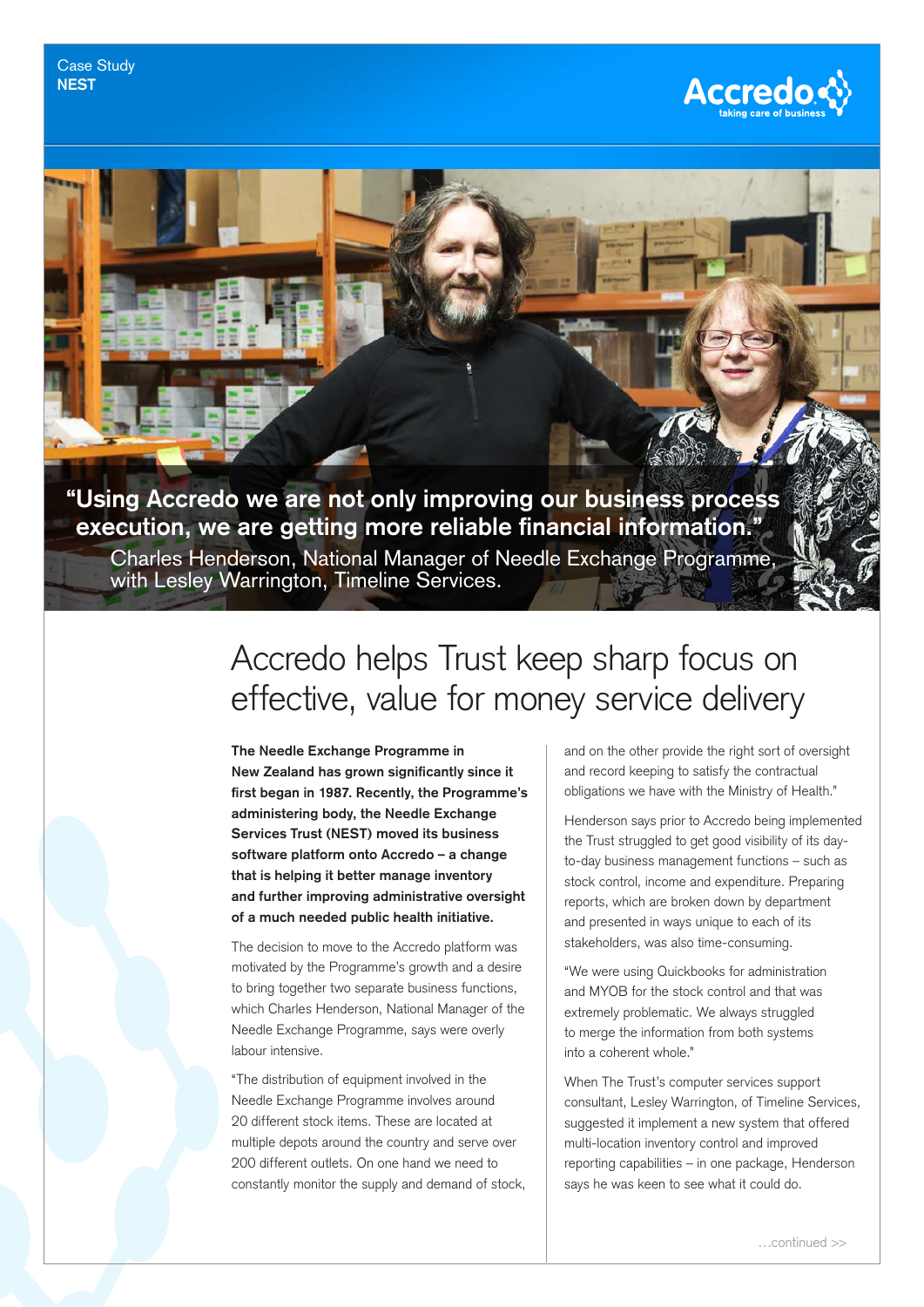Case Study
**NEST**

**"Using Accredo we are not only improving our business process execution, we are getting more reliable financial information."**
Charles Henderson, National Manager of Needle Exchange Programme, with Lesley Warrington, Timeline Services.

# Accredo helps Trust keep sharp focus on effective, value for money service delivery

**The Needle Exchange Programme in New Zealand has grown significantly since it first began in 1987. Recently, the Programme's administering body, the Needle Exchange Services Trust (NEST) moved its business software platform onto Accredo – a change that is helping it better manage inventory and further improving administrative oversight of a much needed public health initiative.**

The decision to move to the Accredo platform was motivated by the Programme's growth and a desire to bring together two separate business functions, which Charles Henderson, National Manager of the Needle Exchange Programme, says were overly labour intensive.

"The distribution of equipment involved in the Needle Exchange Programme involves around 20 different stock items. These are located at multiple depots around the country and serve over 200 different outlets. On one hand we need to constantly monitor the supply and demand of stock, and on the other provide the right sort of oversight and record keeping to satisfy the contractual obligations we have with the Ministry of Health."

Henderson says prior to Accredo being implemented the Trust struggled to get good visibility of its day-to-day business management functions – such as stock control, income and expenditure. Preparing reports, which are broken down by department and presented in ways unique to each of its stakeholders, was also time-consuming.

"We were using Quickbooks for administration and MYOB for the stock control and that was extremely problematic. We always struggled to merge the information from both systems into a coherent whole."

When The Trust's computer services support consultant, Lesley Warrington, of Timeline Services, suggested it implement a new system that offered multi-location inventory control and improved reporting capabilities – in one package, Henderson says he was keen to see what it could do.

…continued >>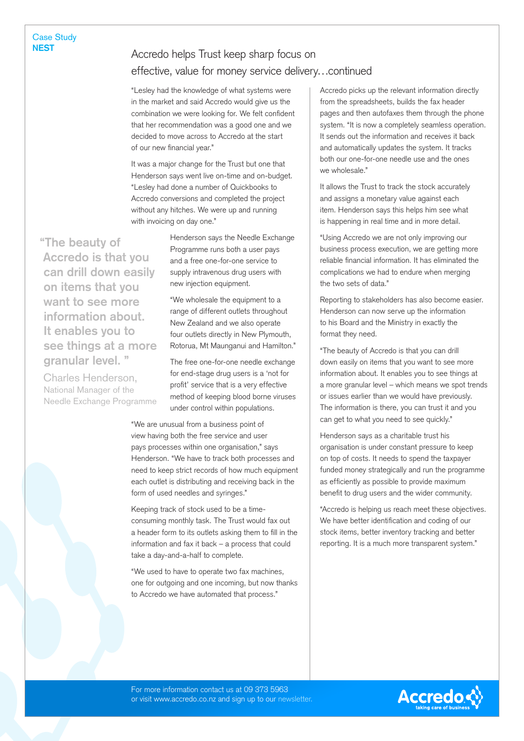Case Study
**NEST**

## Accredo helps Trust keep sharp focus on effective, value for money service delivery…continued

"Lesley had the knowledge of what systems were in the market and said Accredo would give us the combination we were looking for. We felt confident that her recommendation was a good one and we decided to move across to Accredo at the start of our new financial year."

It was a major change for the Trust but one that Henderson says went live on-time and on-budget. "Lesley had done a number of Quickbooks to Accredo conversions and completed the project without any hitches. We were up and running with invoicing on day one."

> "The beauty of Accredo is that you can drill down easily on items that you want to see more information about. It enables you to see things at a more granular level. "
>
> Charles Henderson,
> National Manager of the Needle Exchange Programme

Henderson says the Needle Exchange Programme runs both a user pays and a free one-for-one service to supply intravenous drug users with new injection equipment.

"We wholesale the equipment to a range of different outlets throughout New Zealand and we also operate four outlets directly in New Plymouth, Rotorua, Mt Maunganui and Hamilton."

The free one-for-one needle exchange for end-stage drug users is a 'not for profit' service that is a very effective method of keeping blood borne viruses under control within populations.

"We are unusual from a business point of view having both the free service and user pays processes within one organisation," says Henderson. "We have to track both processes and need to keep strict records of how much equipment each outlet is distributing and receiving back in the form of used needles and syringes."

Keeping track of stock used to be a time-consuming monthly task. The Trust would fax out a header form to its outlets asking them to fill in the information and fax it back – a process that could take a day-and-a-half to complete.

"We used to have to operate two fax machines, one for outgoing and one incoming, but now thanks to Accredo we have automated that process."

Accredo picks up the relevant information directly from the spreadsheets, builds the fax header pages and then autofaxes them through the phone system. "It is now a completely seamless operation. It sends out the information and receives it back and automatically updates the system. It tracks both our one-for-one needle use and the ones we wholesale."

It allows the Trust to track the stock accurately and assigns a monetary value against each item. Henderson says this helps him see what is happening in real time and in more detail.

"Using Accredo we are not only improving our business process execution, we are getting more reliable financial information. It has eliminated the complications we had to endure when merging the two sets of data."

Reporting to stakeholders has also become easier. Henderson can now serve up the information to his Board and the Ministry in exactly the format they need.

"The beauty of Accredo is that you can drill down easily on items that you want to see more information about. It enables you to see things at a more granular level – which means we spot trends or issues earlier than we would have previously. The information is there, you can trust it and you can get to what you need to see quickly."

Henderson says as a charitable trust his organisation is under constant pressure to keep on top of costs. It needs to spend the taxpayer funded money strategically and run the programme as efficiently as possible to provide maximum benefit to drug users and the wider community.

"Accredo is helping us reach meet these objectives. We have better identification and coding of our stock items, better inventory tracking and better reporting. It is a much more transparent system."

For more information contact us at 09 373 5963
or visit www.accredo.co.nz and sign up to our newsletter.

Accredo
taking care of business